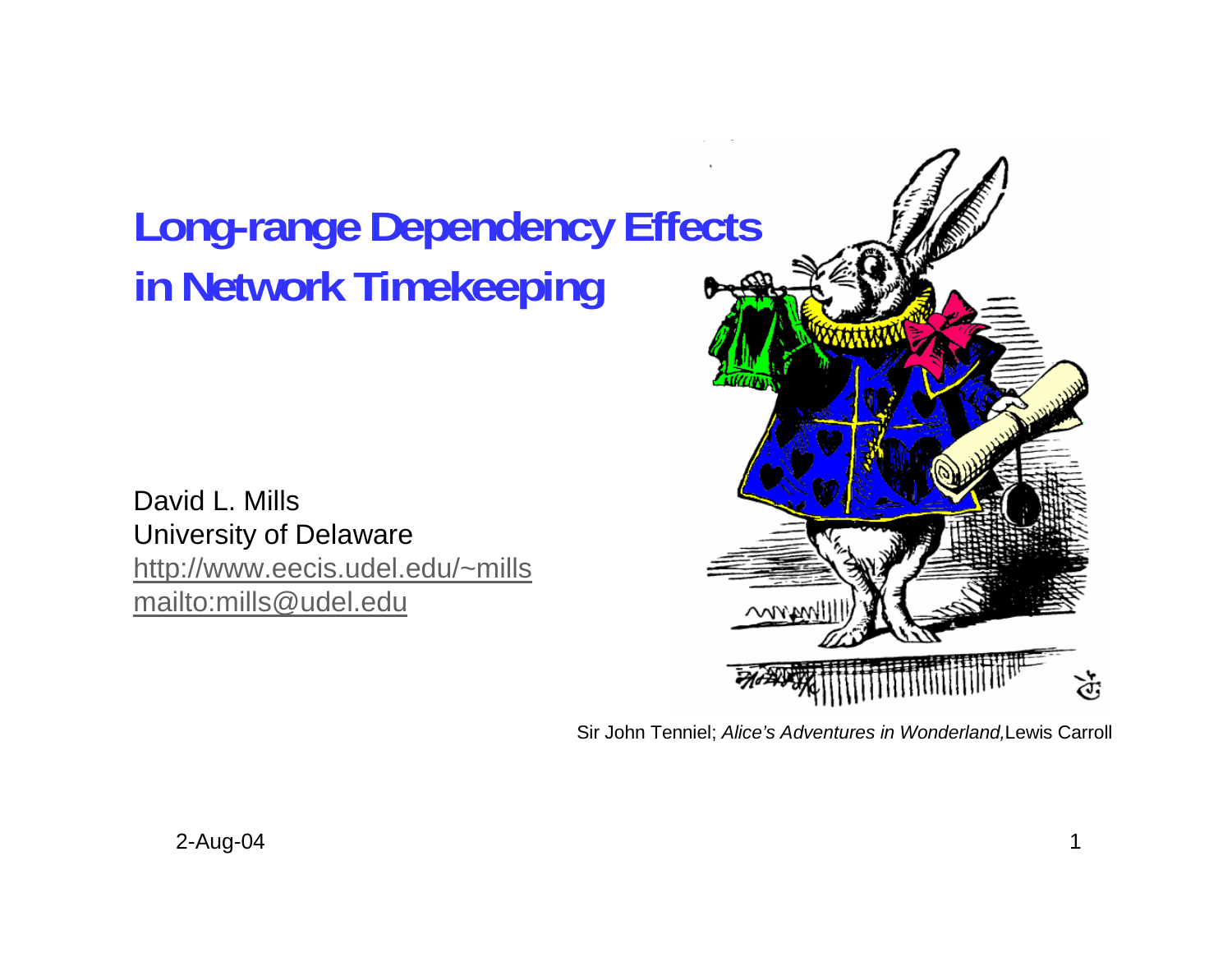# Long-range Dependency Effects in Network Timekeeping

David L. Mills
University of Delaware
http://www.eecis.udel.edu/~mills
mailto:mills@udel.edu

Sir John Tenniel; *Alice's Adventures in Wonderland,* Lewis Carroll

2-Aug-04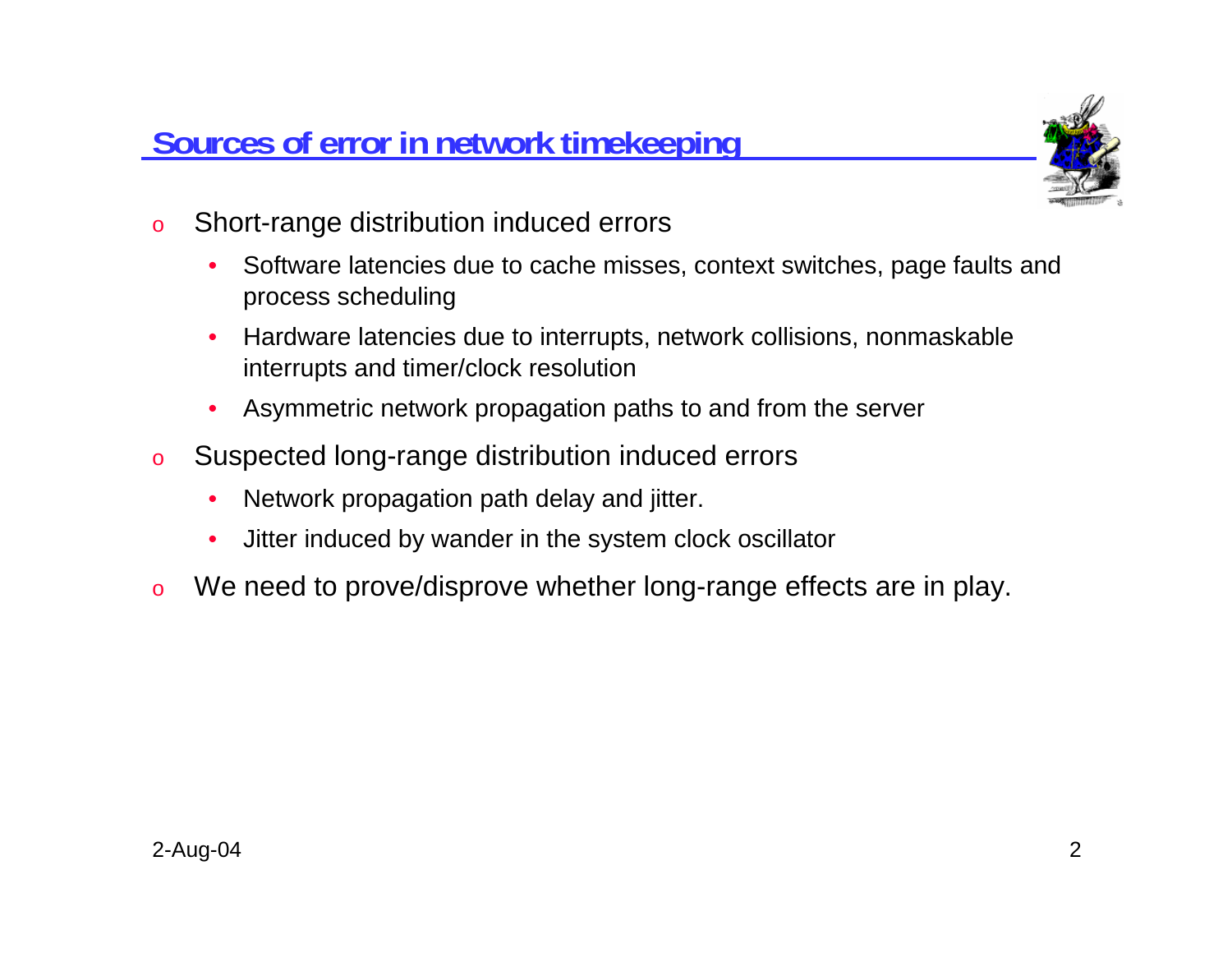## Sources of error in network timekeeping

- Short-range distribution induced errors
  - Software latencies due to cache misses, context switches, page faults and process scheduling
  - Hardware latencies due to interrupts, network collisions, nonmaskable interrupts and timer/clock resolution
  - Asymmetric network propagation paths to and from the server
- Suspected long-range distribution induced errors
  - Network propagation path delay and jitter.
  - Jitter induced by wander in the system clock oscillator
- We need to prove/disprove whether long-range effects are in play.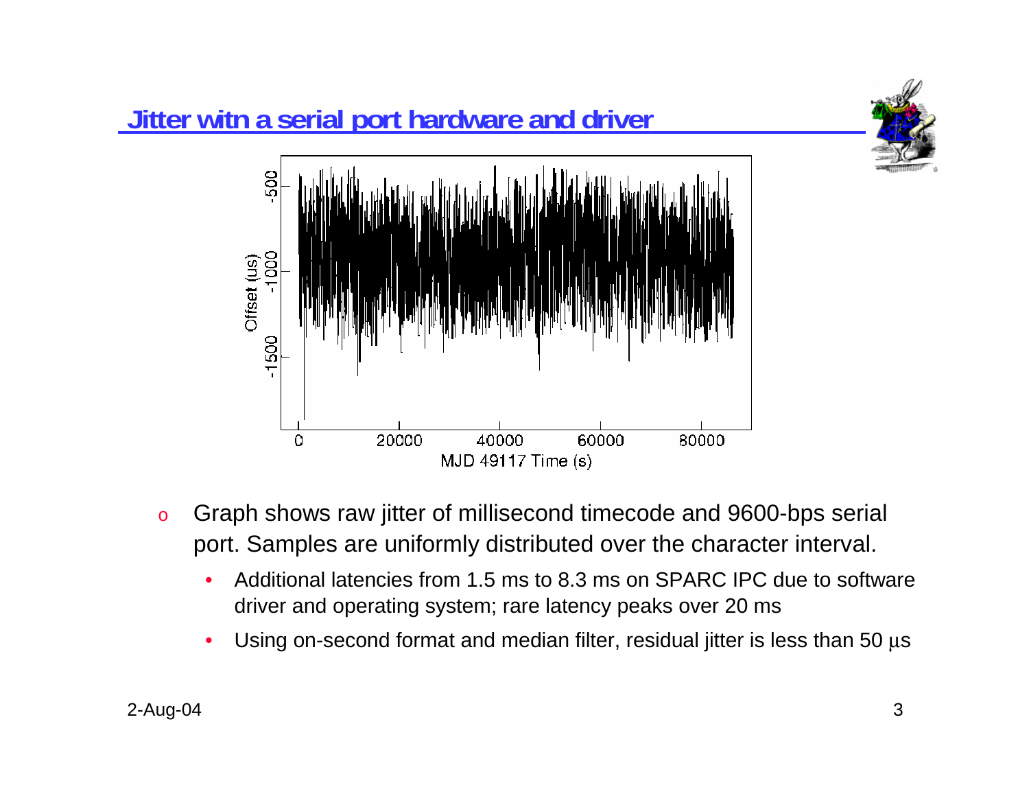## Jitter witn a serial port hardware and driver

- Graph shows raw jitter of millisecond timecode and 9600-bps serial port. Samples are uniformly distributed over the character interval.
  - Additional latencies from 1.5 ms to 8.3 ms on SPARC IPC due to software driver and operating system; rare latency peaks over 20 ms
  - Using on-second format and median filter, residual jitter is less than 50 μs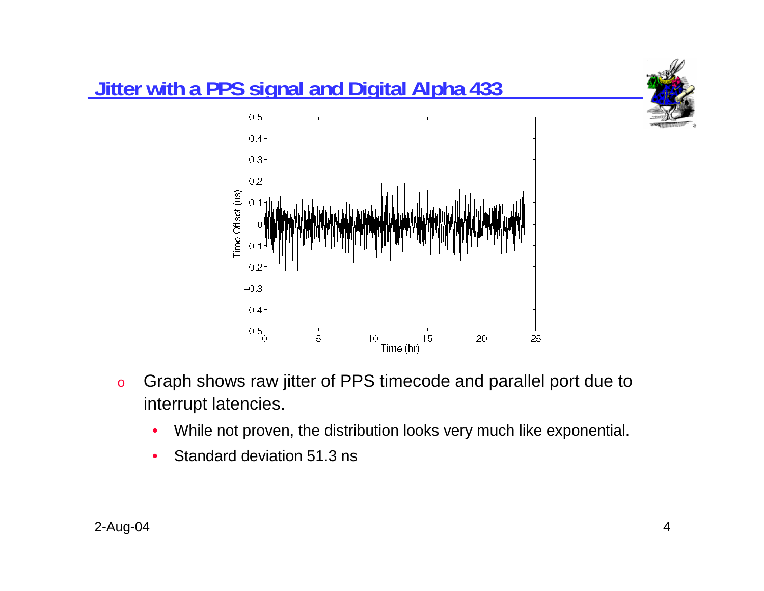## Jitter with a PPS signal and Digital Alpha 433

- Graph shows raw jitter of PPS timecode and parallel port due to interrupt latencies.
  - While not proven, the distribution looks very much like exponential.
  - Standard deviation 51.3 ns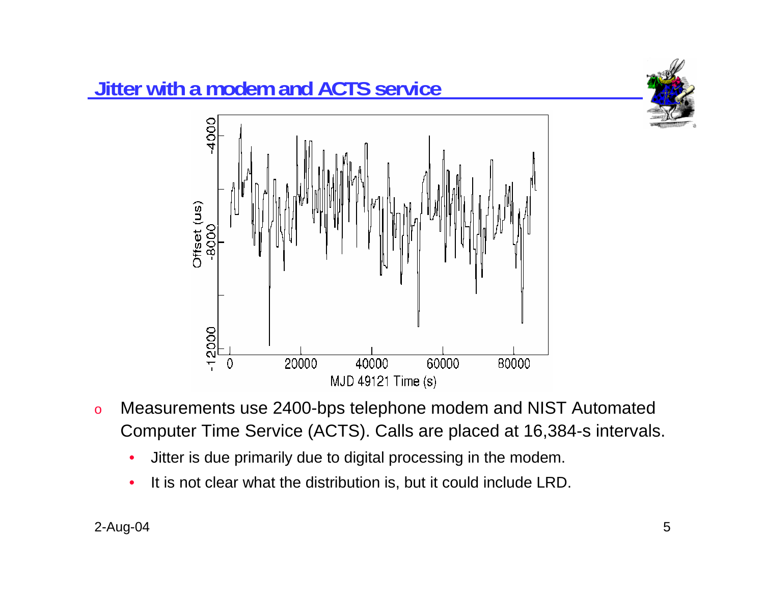## Jitter with a modem and ACTS service

- Measurements use 2400-bps telephone modem and NIST Automated Computer Time Service (ACTS). Calls are placed at 16,384-s intervals.
  - Jitter is due primarily due to digital processing in the modem.
  - It is not clear what the distribution is, but it could include LRD.

2-Aug-04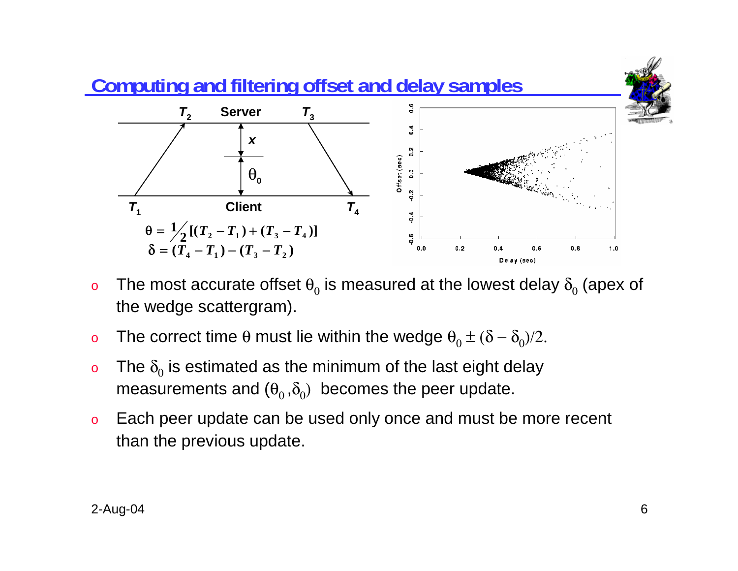## Computing and filtering offset and delay samples

$$\theta = \frac{1}{2}[(T_2 - T_1) + (T_3 - T_4)]$$

$$\delta = (T_4 - T_1) - (T_3 - T_2)$$

- The most accurate offset $\theta_0$ is measured at the lowest delay $\delta_0$ (apex of the wedge scattergram).
- The correct time $\theta$ must lie within the wedge $\theta_0 \pm (\delta - \delta_0)/2$.
- The $\delta_0$ is estimated as the minimum of the last eight delay measurements and $(\theta_0, \delta_0)$ becomes the peer update.
- Each peer update can be used only once and must be more recent than the previous update.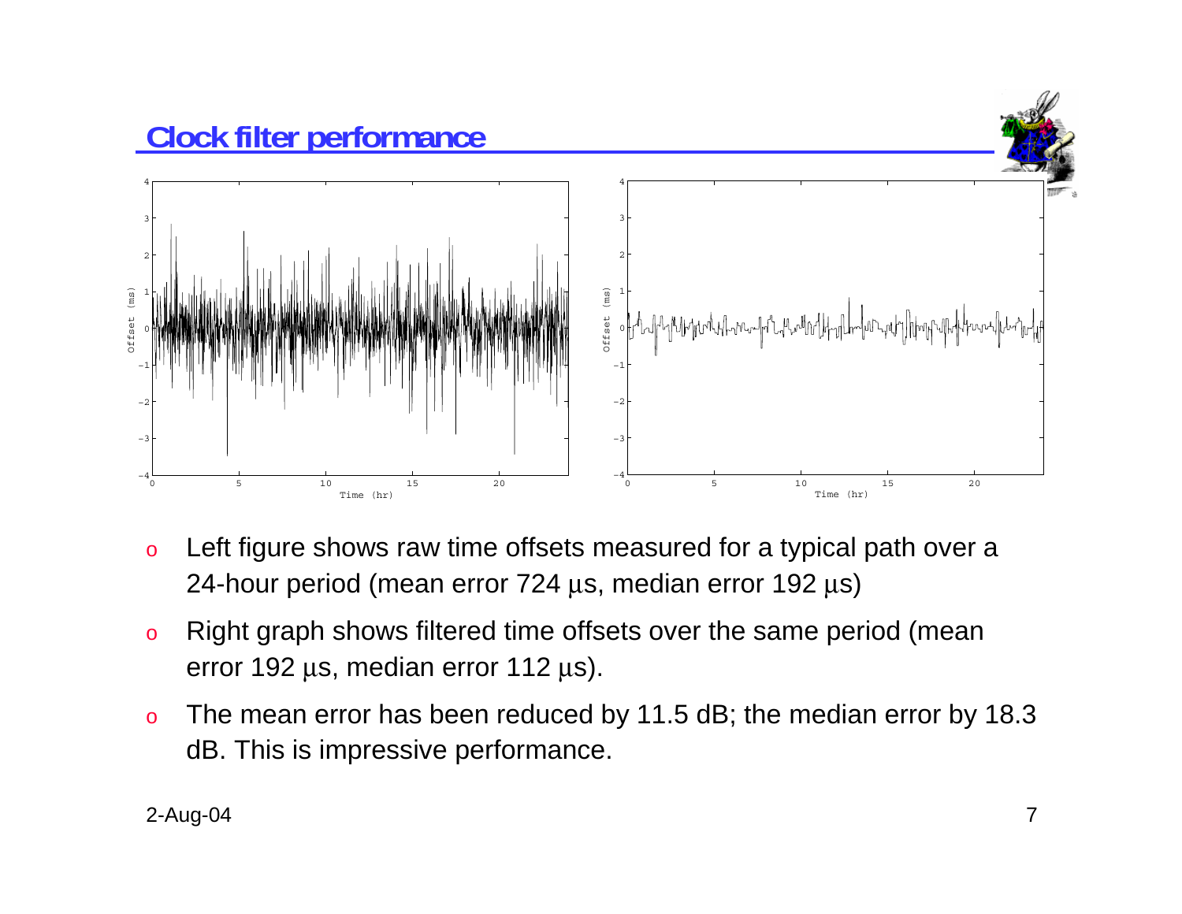## Clock filter performance

- Left figure shows raw time offsets measured for a typical path over a 24-hour period (mean error 724 μs, median error 192 μs)
- Right graph shows filtered time offsets over the same period (mean error 192 μs, median error 112 μs).
- The mean error has been reduced by 11.5 dB; the median error by 18.3 dB. This is impressive performance.

2-Aug-04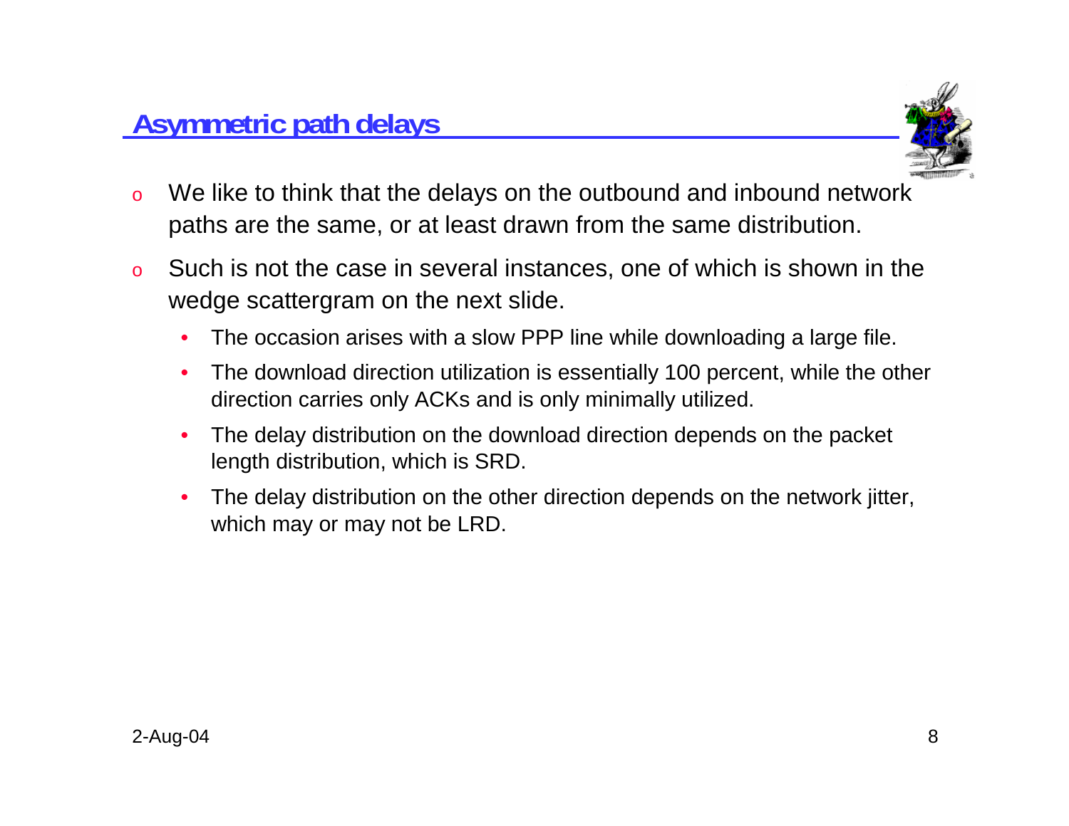## Asymmetric path delays

- We like to think that the delays on the outbound and inbound network paths are the same, or at least drawn from the same distribution.
- Such is not the case in several instances, one of which is shown in the wedge scattergram on the next slide.
  - The occasion arises with a slow PPP line while downloading a large file.
  - The download direction utilization is essentially 100 percent, while the other direction carries only ACKs and is only minimally utilized.
  - The delay distribution on the download direction depends on the packet length distribution, which is SRD.
  - The delay distribution on the other direction depends on the network jitter, which may or may not be LRD.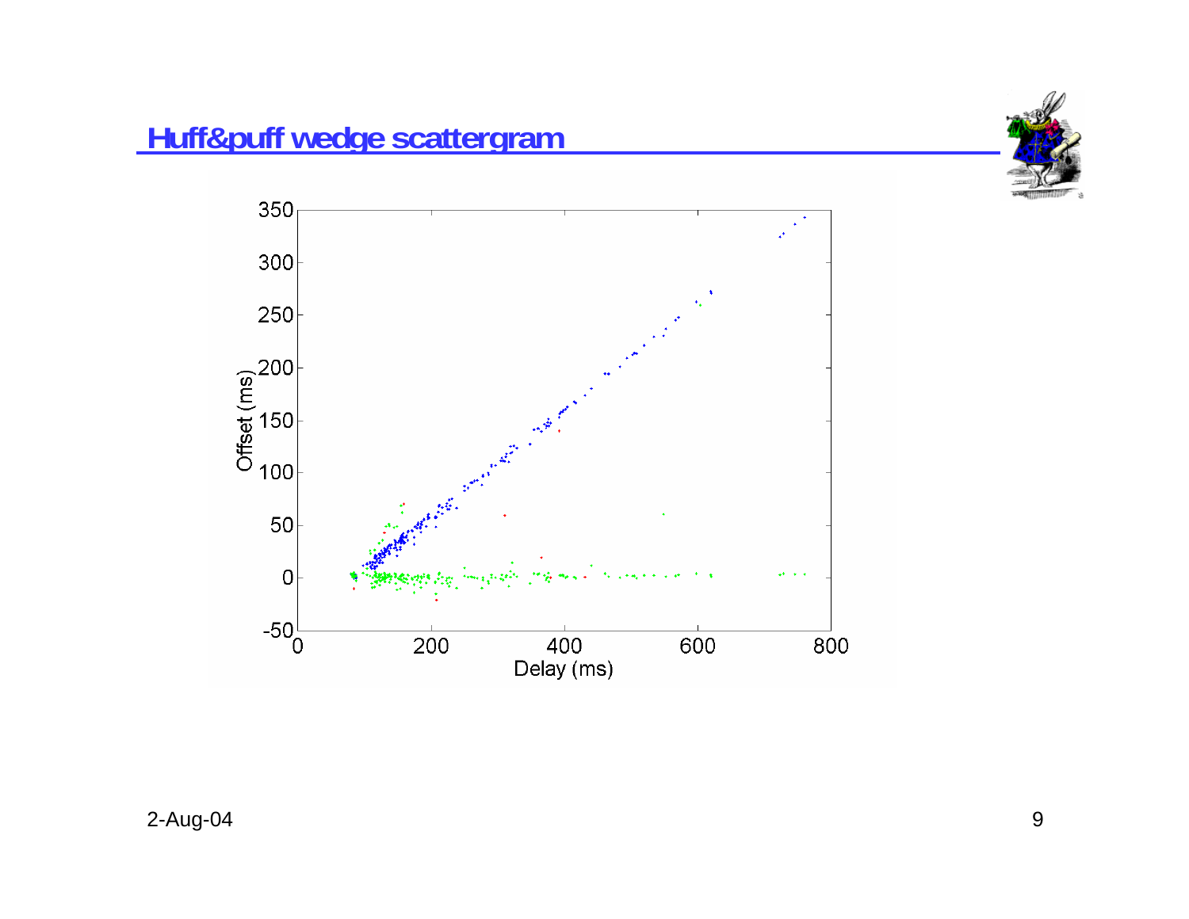# Huff&puff wedge scattergram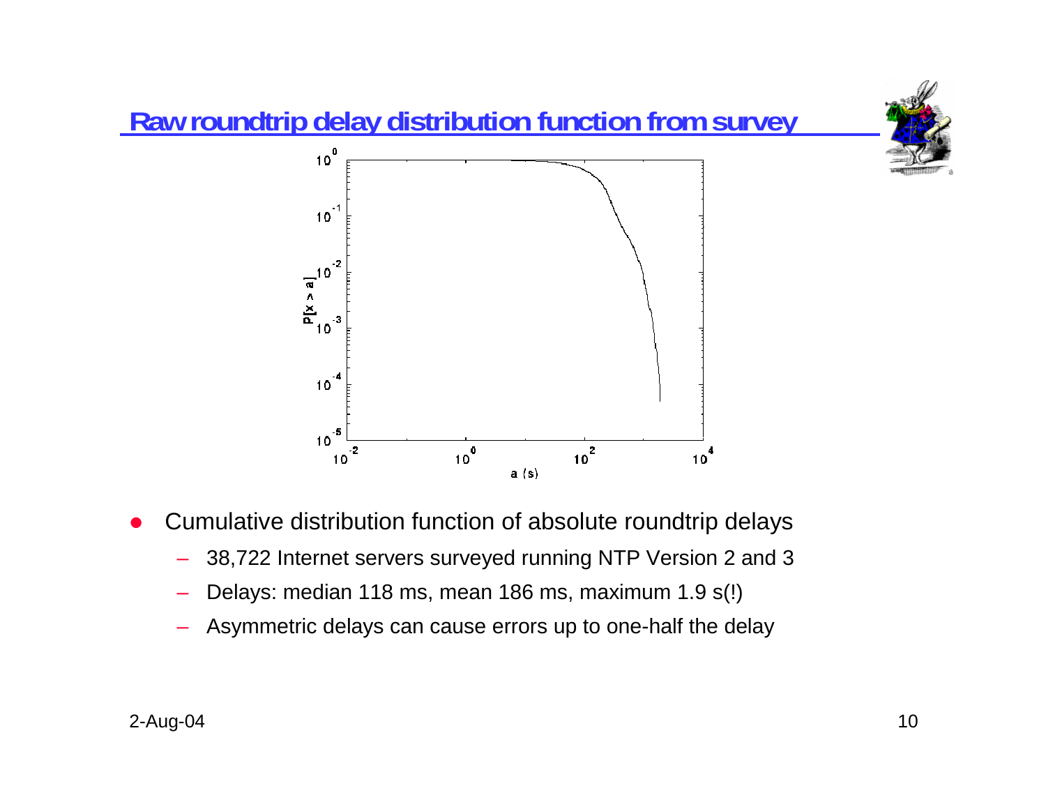## Raw roundtrip delay distribution function from survey

- Cumulative distribution function of absolute roundtrip delays
  - 38,722 Internet servers surveyed running NTP Version 2 and 3
  - Delays: median 118 ms, mean 186 ms, maximum 1.9 s(!)
  - Asymmetric delays can cause errors up to one-half the delay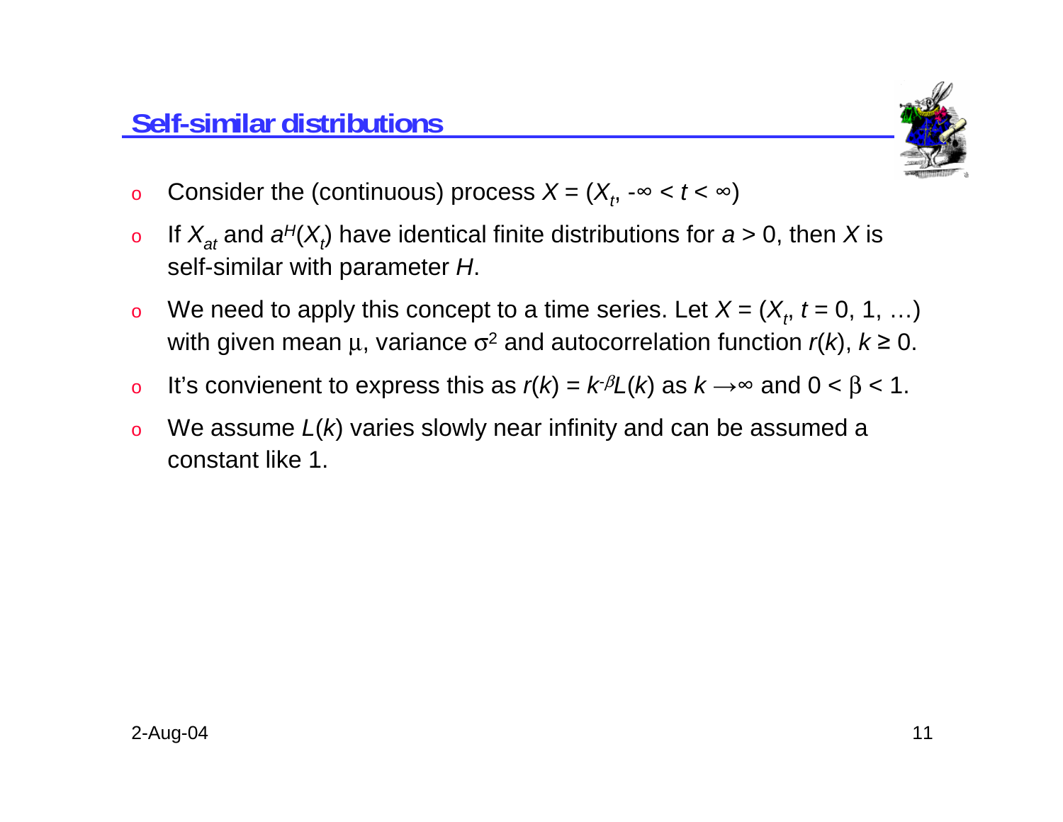## Self-similar distributions

- Consider the (continuous) process $X = (X_t, -\infty < t < \infty)$
- If $X_{at}$ and $a^H(X_t)$ have identical finite distributions for $a > 0$, then $X$ is self-similar with parameter $H$.
- We need to apply this concept to a time series. Let $X = (X_t, t = 0, 1, \ldots)$ with given mean $\mu$, variance $\sigma^2$ and autocorrelation function $r(k)$, $k \geq 0$.
- It's convienent to express this as $r(k) = k^{-\beta}L(k)$ as $k \rightarrow \infty$ and $0 < \beta < 1$.
- We assume $L(k)$ varies slowly near infinity and can be assumed a constant like 1.

2-Aug-04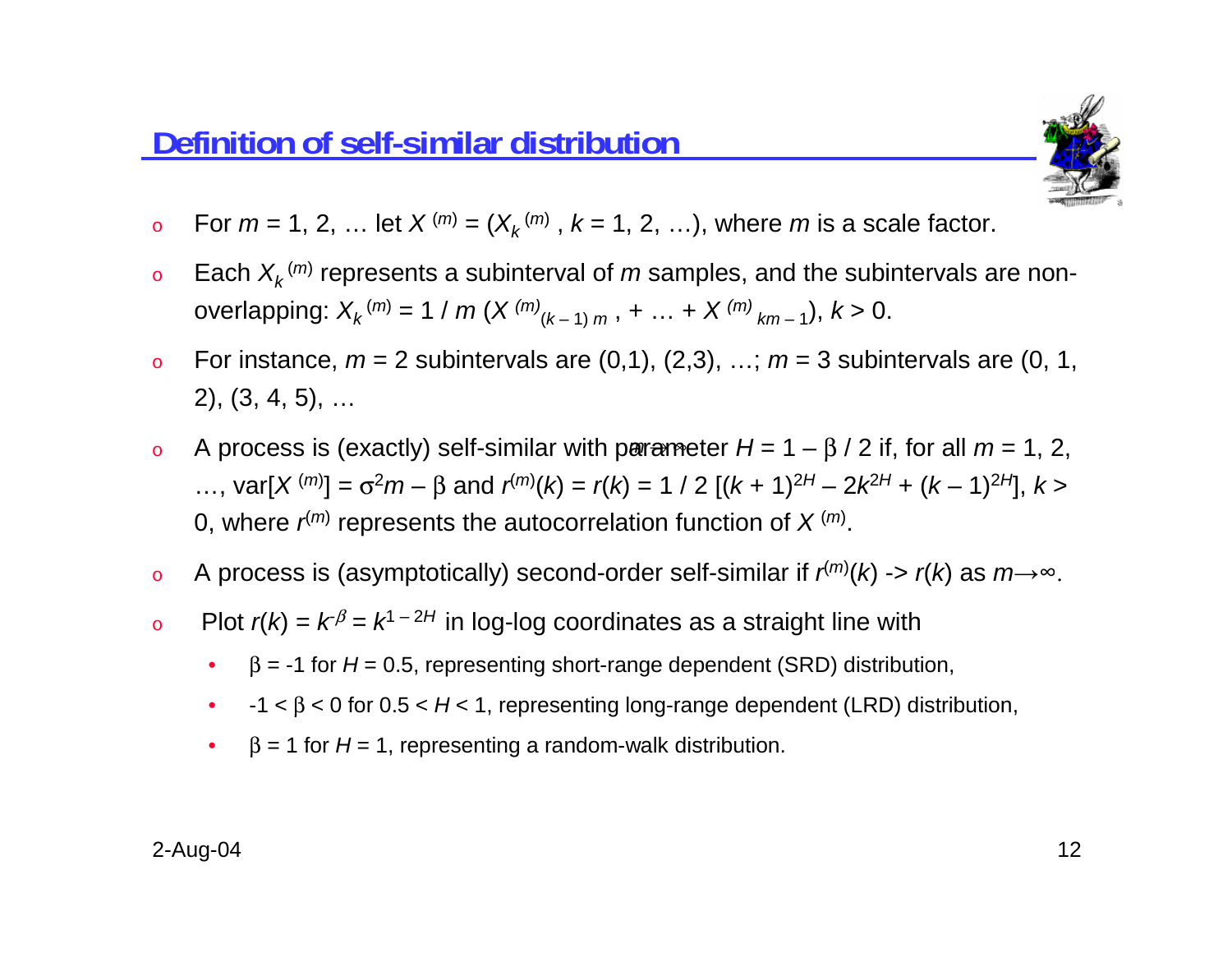## Definition of self-similar distribution

- For $m = 1, 2, \ldots$ let $X^{(m)} = (X_k^{(m)}, k = 1, 2, \ldots)$, where $m$ is a scale factor.
- Each $X_k^{(m)}$ represents a subinterval of $m$ samples, and the subintervals are non-overlapping: $X_k^{(m)} = 1 / m \, (X^{(m)}_{(k-1)m}, + \ldots + X^{(m)}_{km-1})$, $k > 0$.
- For instance, $m = 2$ subintervals are (0,1), (2,3), …; $m = 3$ subintervals are (0, 1, 2), (3, 4, 5), …
- A process is (exactly) self-similar with parameter $H = 1 - \beta / 2$ if, for all $m = 1, 2, \ldots$, $\text{var}[X^{(m)}] = \sigma^2 m - \beta$ and $r^{(m)}(k) = r(k) = 1 / 2 \, [(k+1)^{2H} - 2k^{2H} + (k-1)^{2H}]$, $k > 0$, where $r^{(m)}$ represents the autocorrelation function of $X^{(m)}$.
- A process is (asymptotically) second-order self-similar if $r^{(m)}(k) \to r(k)$ as $m \to \infty$.
- Plot $r(k) = k^{-\beta} = k^{1-2H}$ in log-log coordinates as a straight line with
  - $\beta = -1$ for $H = 0.5$, representing short-range dependent (SRD) distribution,
  - $-1 < \beta < 0$ for $0.5 < H < 1$, representing long-range dependent (LRD) distribution,
  - $\beta = 1$ for $H = 1$, representing a random-walk distribution.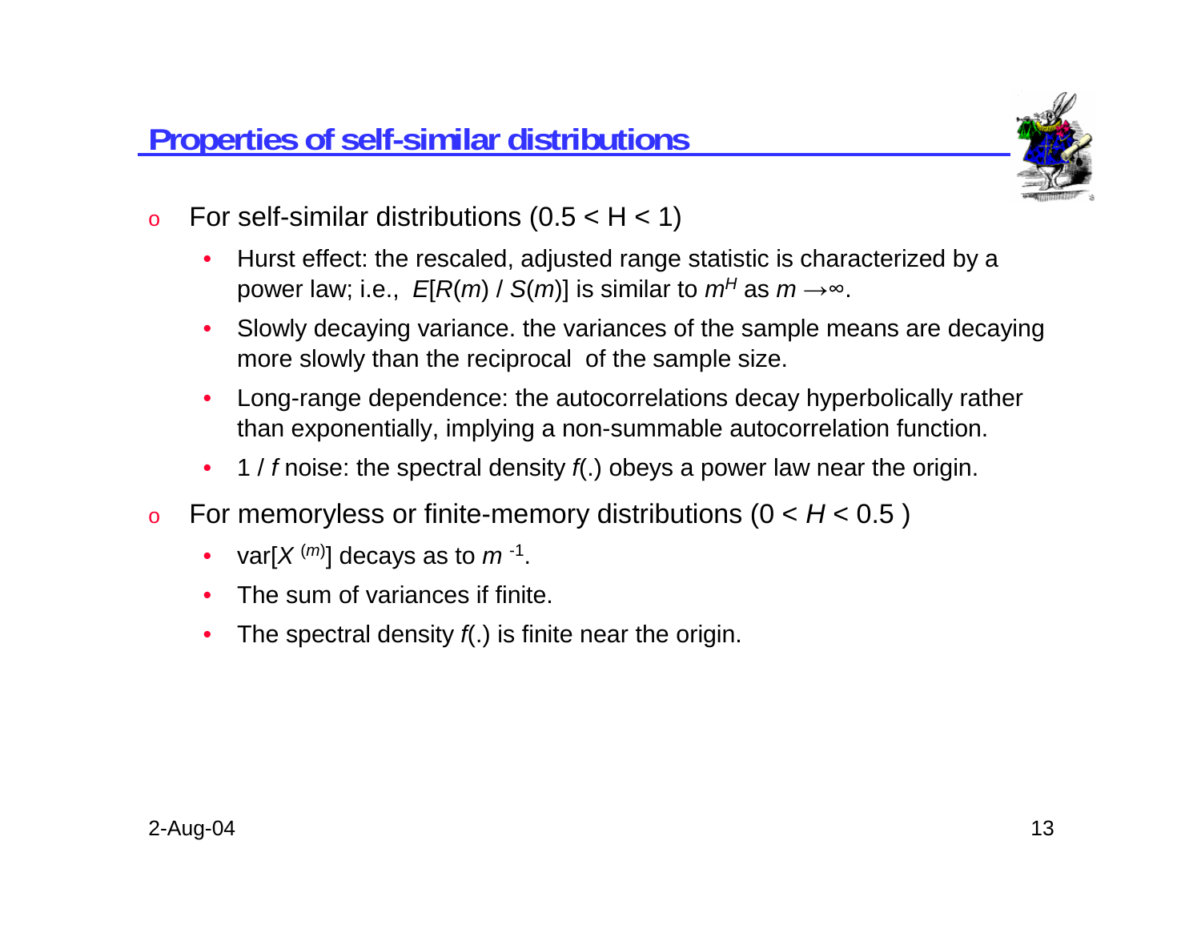## Properties of self-similar distributions

- For self-similar distributions ($0.5 < H < 1$)
  - Hurst effect: the rescaled, adjusted range statistic is characterized by a power law; i.e., $E[R(m) / S(m)]$ is similar to $m^H$ as $m \to \infty$.
  - Slowly decaying variance. the variances of the sample means are decaying more slowly than the reciprocal of the sample size.
  - Long-range dependence: the autocorrelations decay hyperbolically rather than exponentially, implying a non-summable autocorrelation function.
  - $1 / f$ noise: the spectral density $f(.)$ obeys a power law near the origin.
- For memoryless or finite-memory distributions ($0 < H < 0.5$ )
  - $\text{var}[X^{(m)}]$ decays as to $m^{-1}$.
  - The sum of variances if finite.
  - The spectral density $f(.)$ is finite near the origin.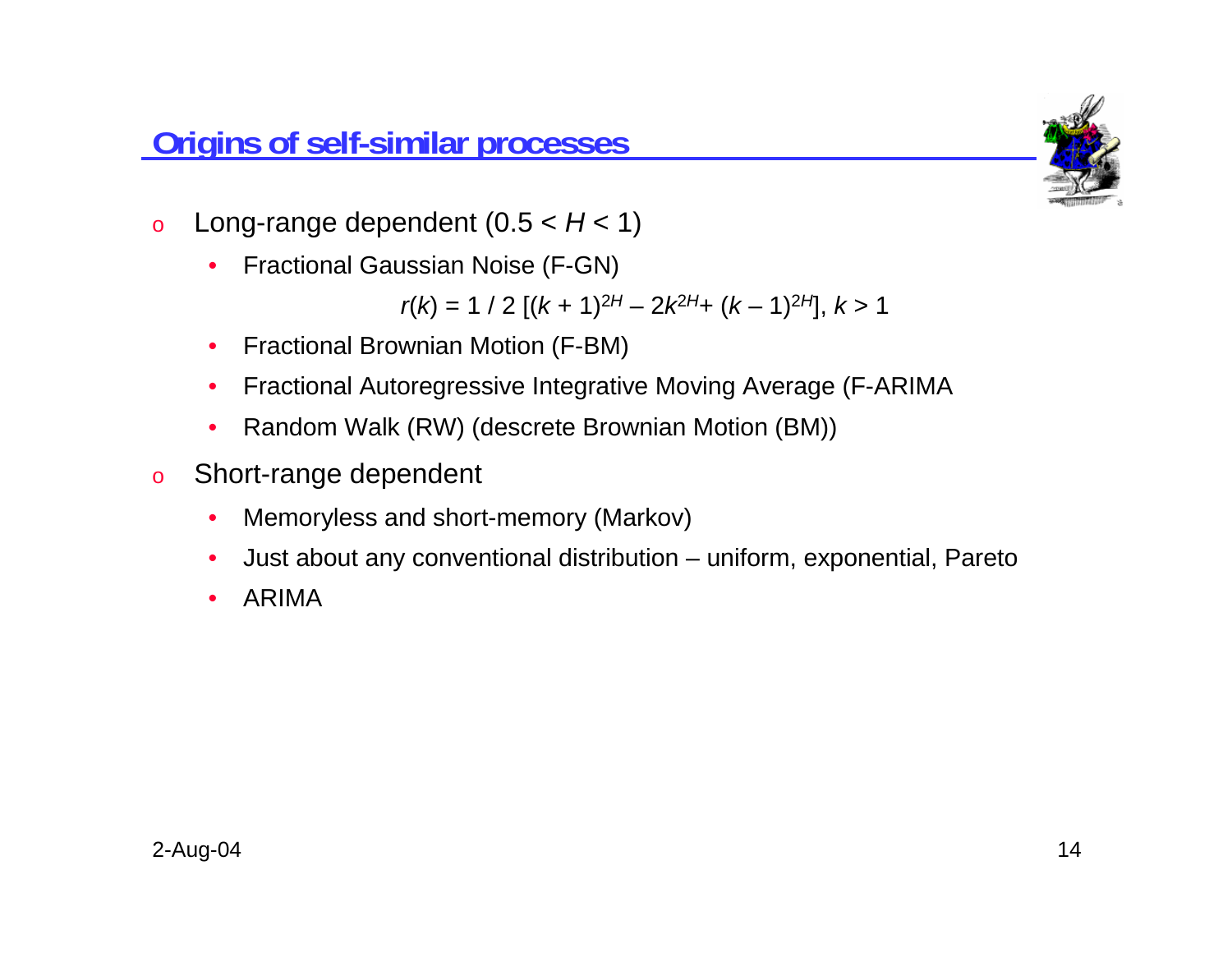## Origins of self-similar processes

- Long-range dependent ($0.5 < H < 1$)
  - Fractional Gaussian Noise (F-GN)

    $$r(k) = 1 / 2 \, [(k + 1)^{2H} - 2k^{2H} + (k - 1)^{2H}], \; k > 1$$

  - Fractional Brownian Motion (F-BM)
  - Fractional Autoregressive Integrative Moving Average (F-ARIMA
  - Random Walk (RW) (descrete Brownian Motion (BM))
- Short-range dependent
  - Memoryless and short-memory (Markov)
  - Just about any conventional distribution – uniform, exponential, Pareto
  - ARIMA

2-Aug-04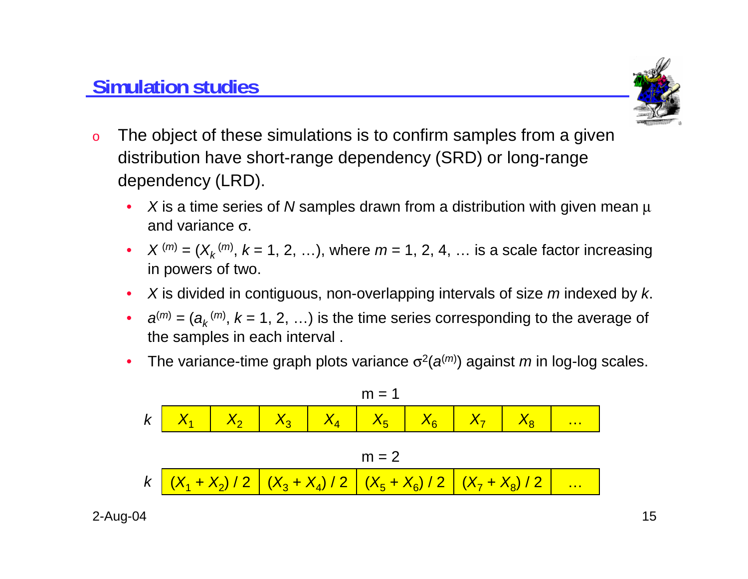## Simulation studies

- The object of these simulations is to confirm samples from a given distribution have short-range dependency (SRD) or long-range dependency (LRD).
  - $X$ is a time series of $N$ samples drawn from a distribution with given mean $\mu$ and variance $\sigma$.
  - $X^{(m)} = (X_k^{(m)}, k = 1, 2, \ldots)$, where $m = 1, 2, 4, \ldots$ is a scale factor increasing in powers of two.
  - $X$ is divided in contiguous, non-overlapping intervals of size $m$ indexed by $k$.
  - $a^{(m)} = (a_k^{(m)}, k = 1, 2, \ldots)$ is the time series corresponding to the average of the samples in each interval .
  - The variance-time graph plots variance $\sigma^2(a^{(m)})$ against $m$ in log-log scales.

m = 1

| $k$ | $X_1$ | $X_2$ | $X_3$ | $X_4$ | $X_5$ | $X_6$ | $X_7$ | $X_8$ | … |
|---|---|---|---|---|---|---|---|---|---|

m = 2

| $k$ | $(X_1 + X_2) / 2$ | $(X_3 + X_4) / 2$ | $(X_5 + X_6) / 2$ | $(X_7 + X_8) / 2$ | … |
|---|---|---|---|---|---|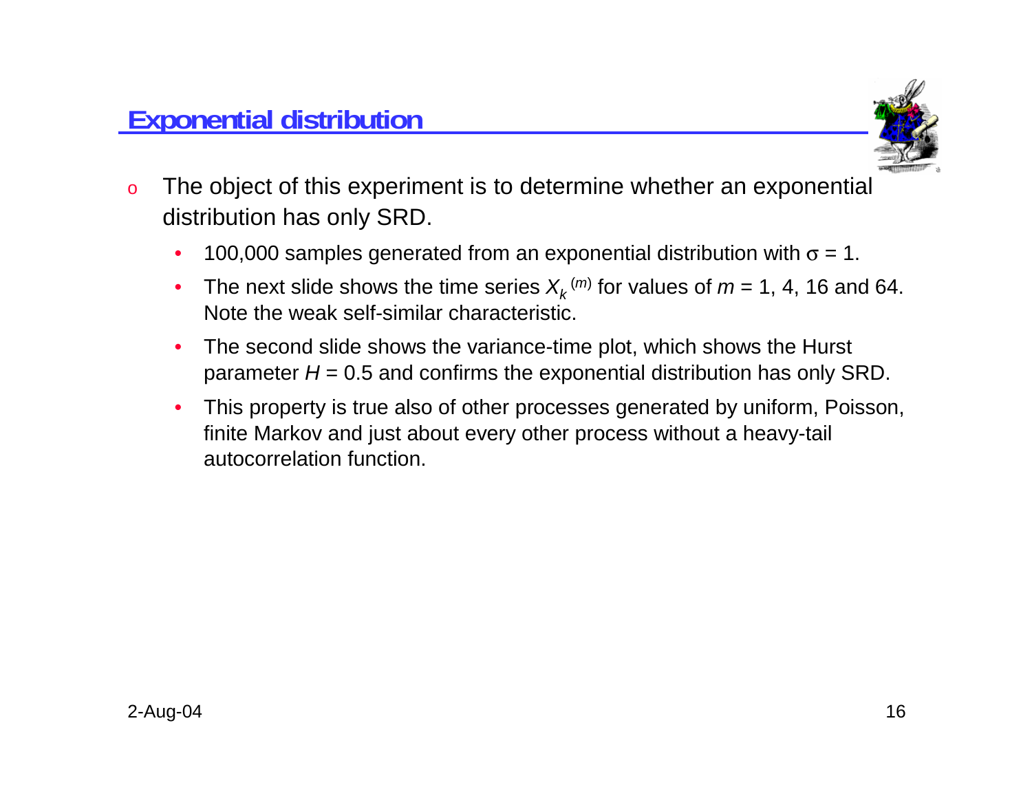## Exponential distribution

- The object of this experiment is to determine whether an exponential distribution has only SRD.
  - 100,000 samples generated from an exponential distribution with $\sigma = 1$.
  - The next slide shows the time series $X_k^{(m)}$ for values of $m = 1, 4, 16$ and 64. Note the weak self-similar characteristic.
  - The second slide shows the variance-time plot, which shows the Hurst parameter $H = 0.5$ and confirms the exponential distribution has only SRD.
  - This property is true also of other processes generated by uniform, Poisson, finite Markov and just about every other process without a heavy-tail autocorrelation function.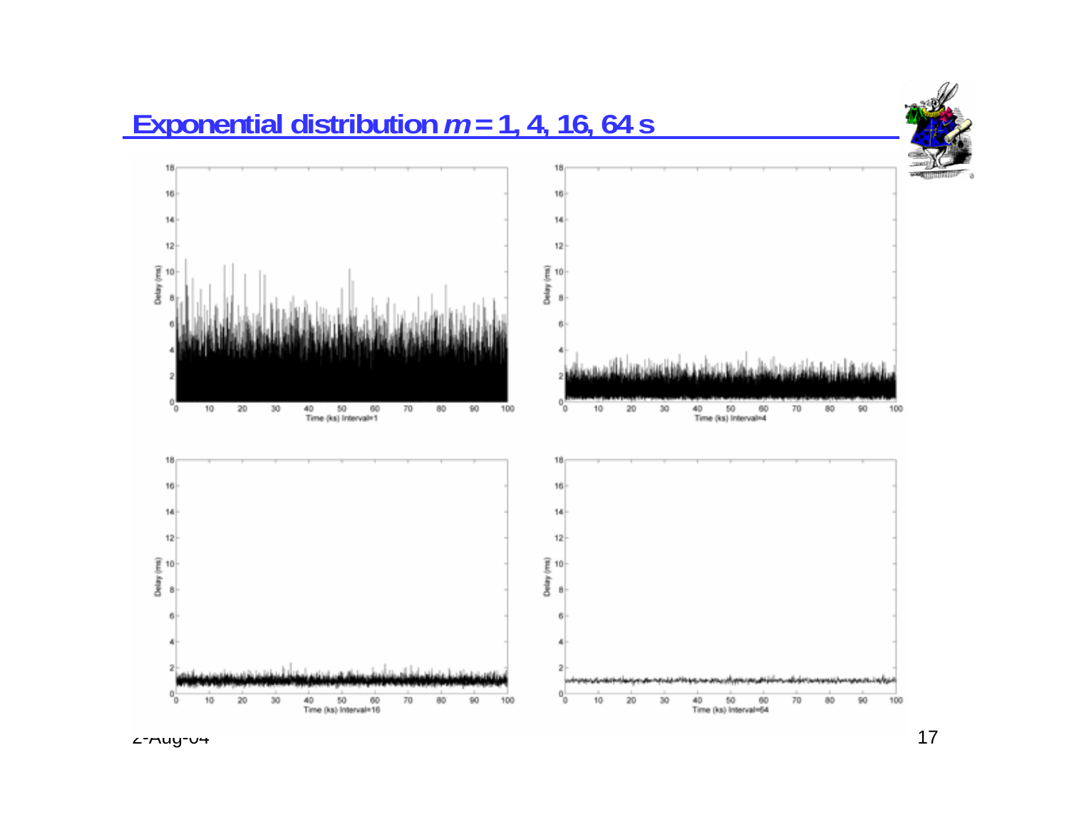# Exponential distribution $m = 1, 4, 16, 64$ s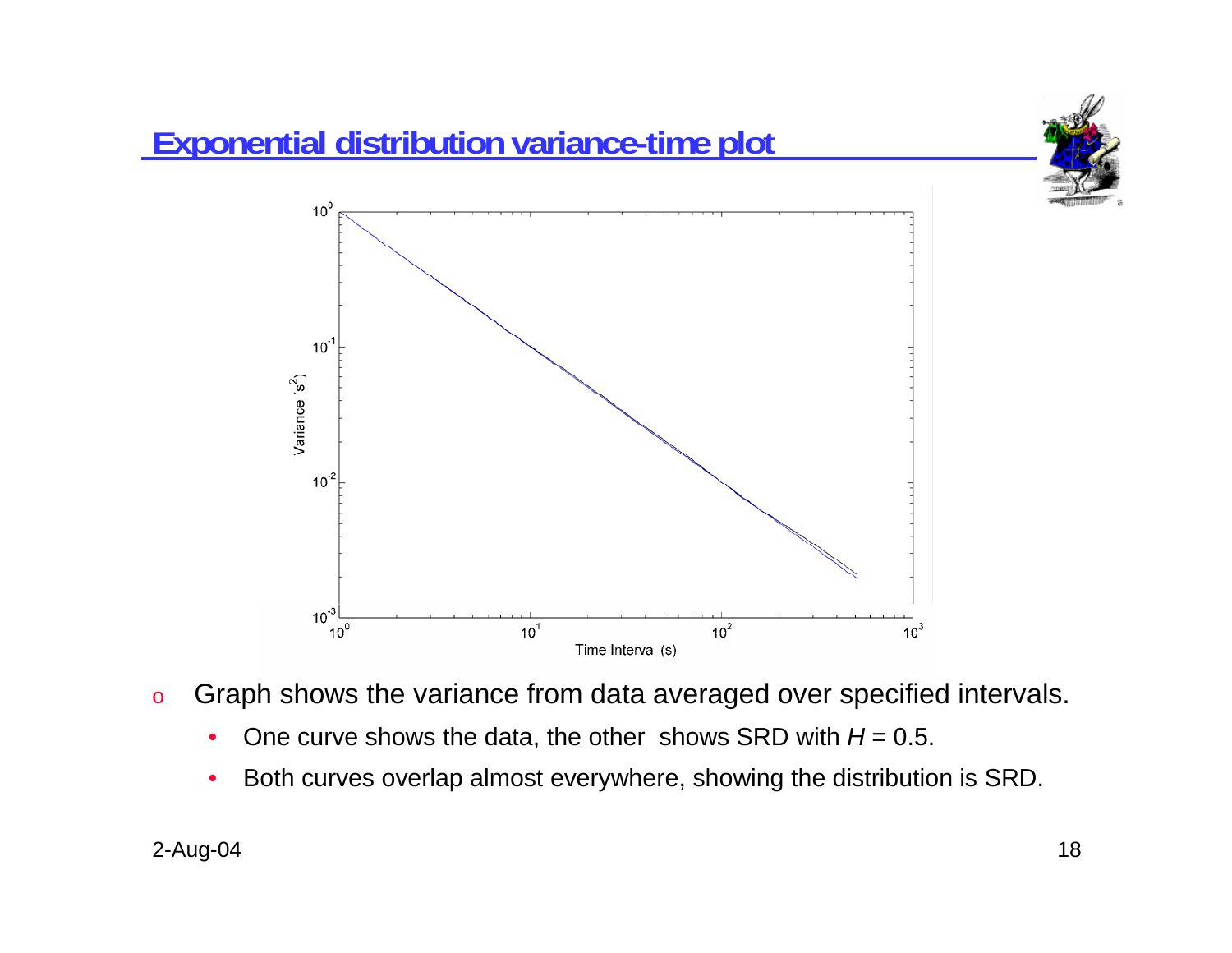## Exponential distribution variance-time plot

- Graph shows the variance from data averaged over specified intervals.
  - One curve shows the data, the other shows SRD with $H = 0.5$.
  - Both curves overlap almost everywhere, showing the distribution is SRD.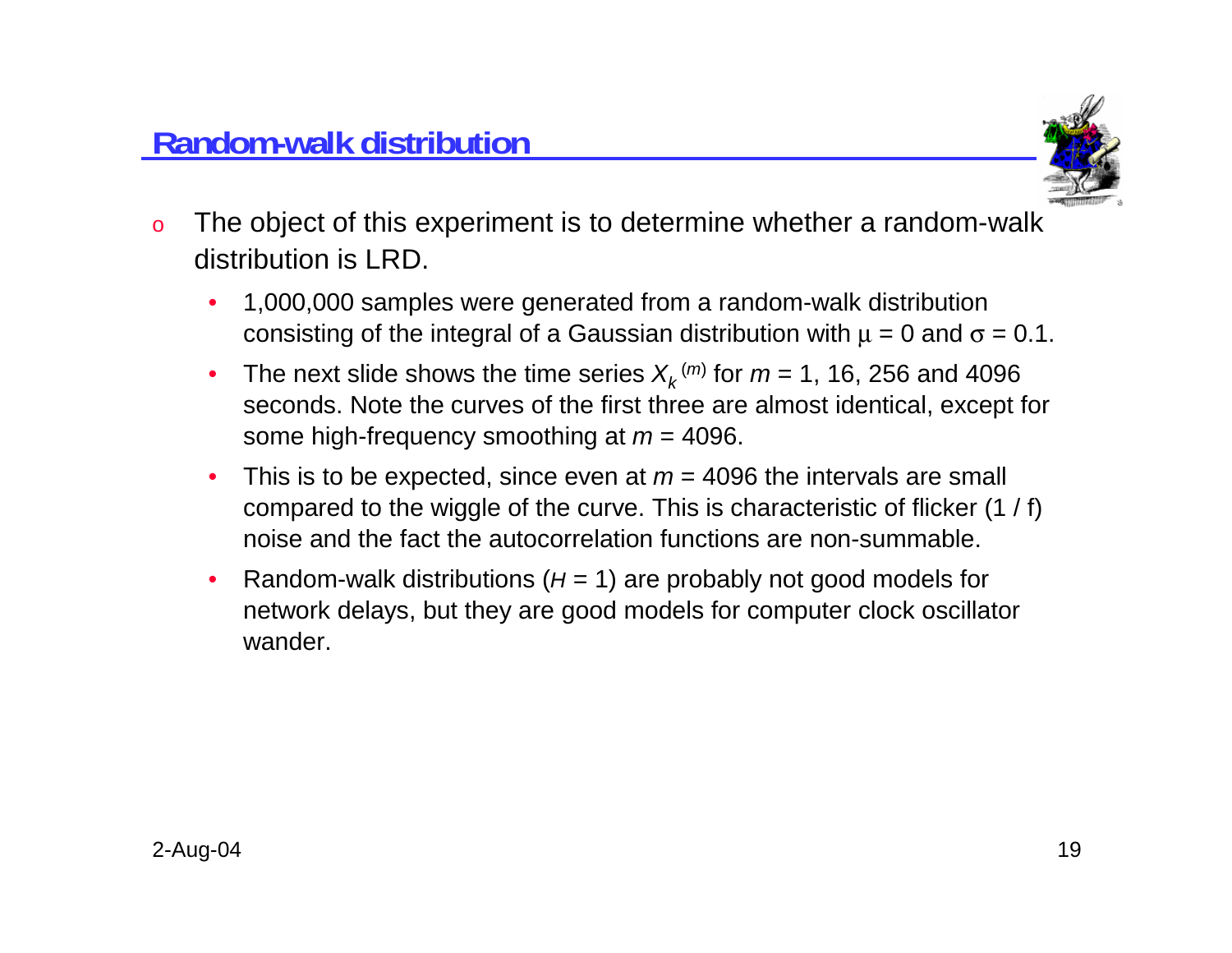## Random-walk distribution

- The object of this experiment is to determine whether a random-walk distribution is LRD.
  - 1,000,000 samples were generated from a random-walk distribution consisting of the integral of a Gaussian distribution with $\mu = 0$ and $\sigma = 0.1$.
  - The next slide shows the time series $X_k^{(m)}$ for $m = 1$, 16, 256 and 4096 seconds. Note the curves of the first three are almost identical, except for some high-frequency smoothing at $m = 4096$.
  - This is to be expected, since even at $m = 4096$ the intervals are small compared to the wiggle of the curve. This is characteristic of flicker (1 / f) noise and the fact the autocorrelation functions are non-summable.
  - Random-walk distributions ($H = 1$) are probably not good models for network delays, but they are good models for computer clock oscillator wander.

2-Aug-04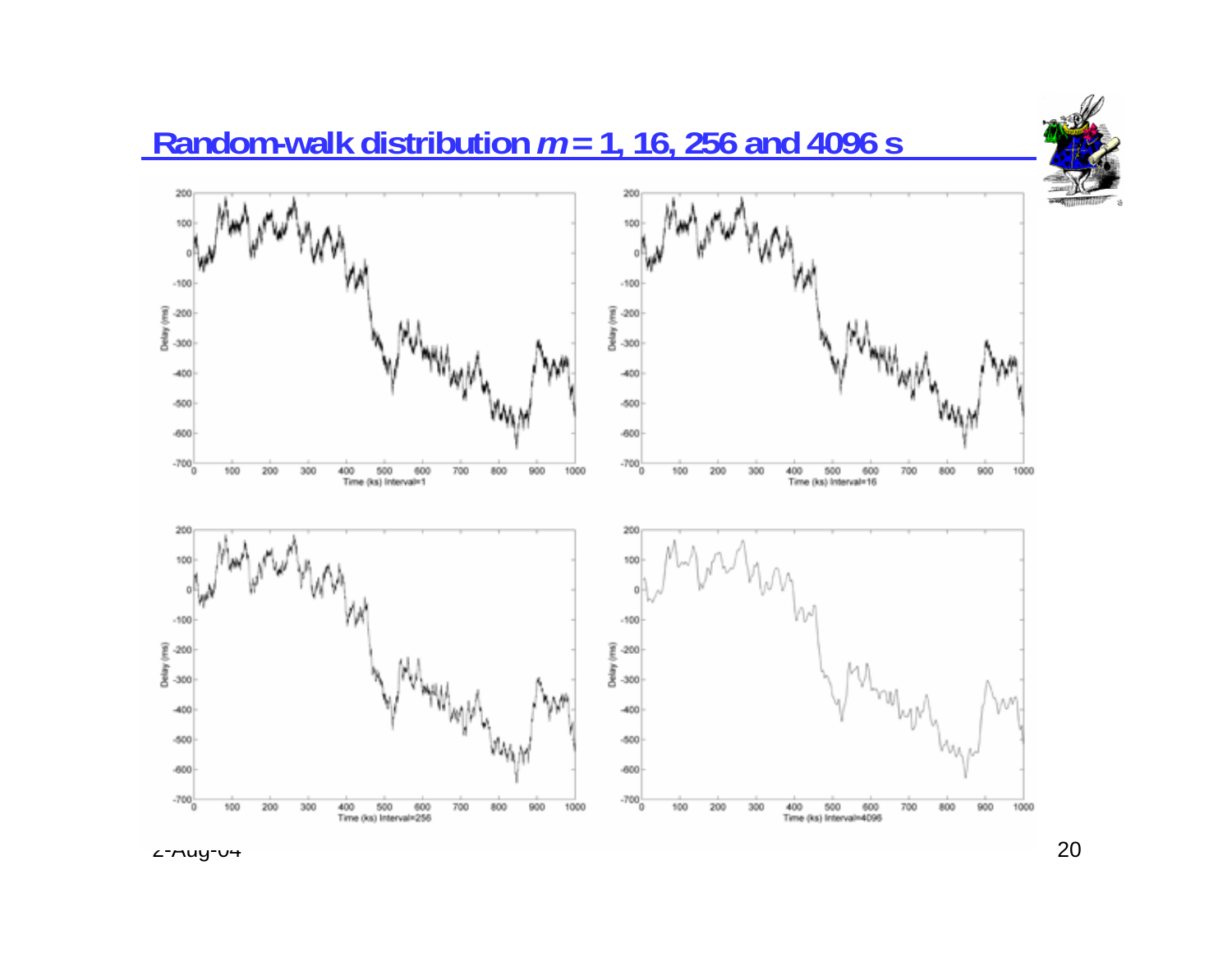# Random-walk distribution $m$ = 1, 16, 256 and 4096 s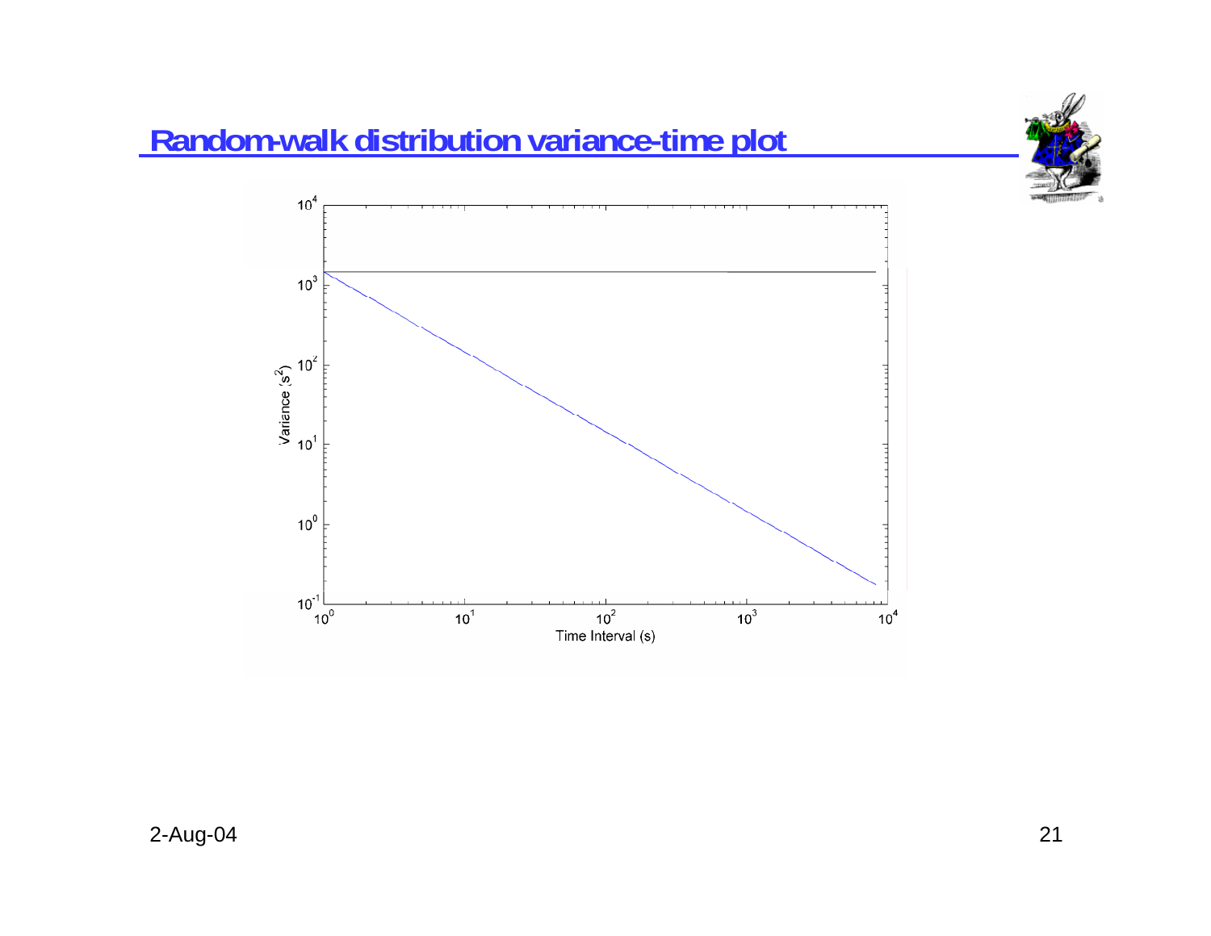# Random-walk distribution variance-time plot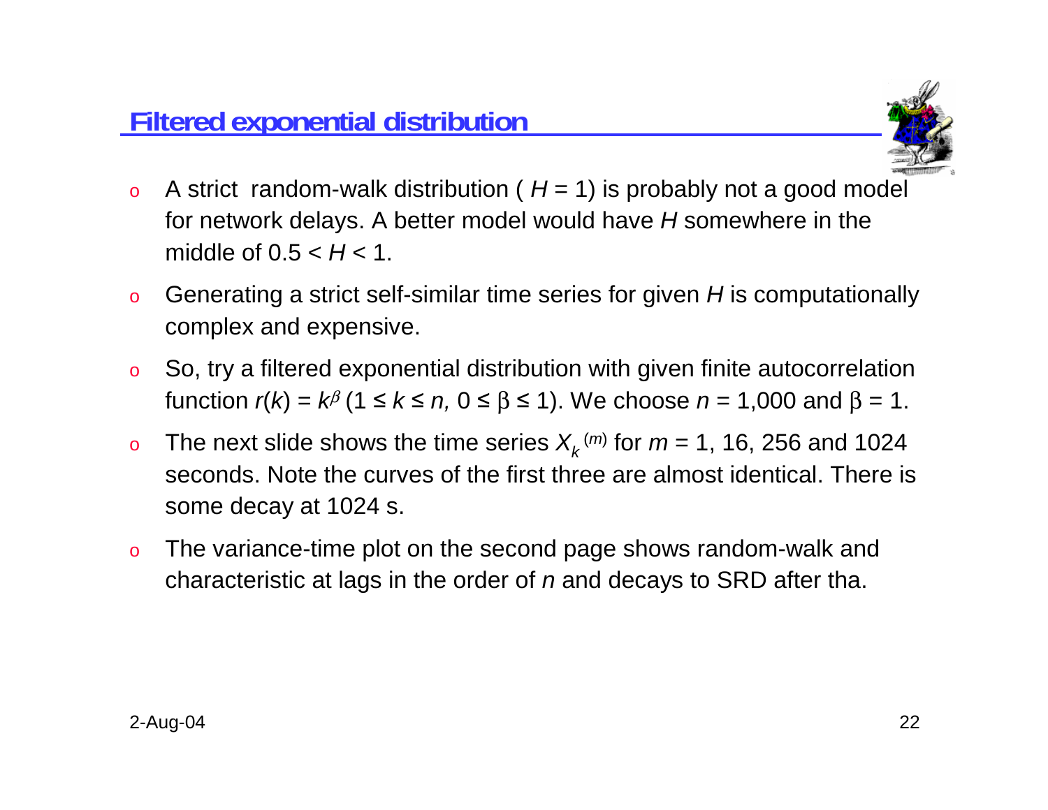## Filtered exponential distribution

- A strict random-walk distribution ( $H$ = 1) is probably not a good model for network delays. A better model would have $H$ somewhere in the middle of $0.5 < H < 1$.
- Generating a strict self-similar time series for given $H$ is computationally complex and expensive.
- So, try a filtered exponential distribution with given finite autocorrelation function $r(k) = k^{\beta}$ ($1 \leq k \leq n$, $0 \leq \beta \leq 1$). We choose $n$ = 1,000 and $\beta$ = 1.
- The next slide shows the time series $X_k^{(m)}$ for $m$ = 1, 16, 256 and 1024 seconds. Note the curves of the first three are almost identical. There is some decay at 1024 s.
- The variance-time plot on the second page shows random-walk and characteristic at lags in the order of $n$ and decays to SRD after tha.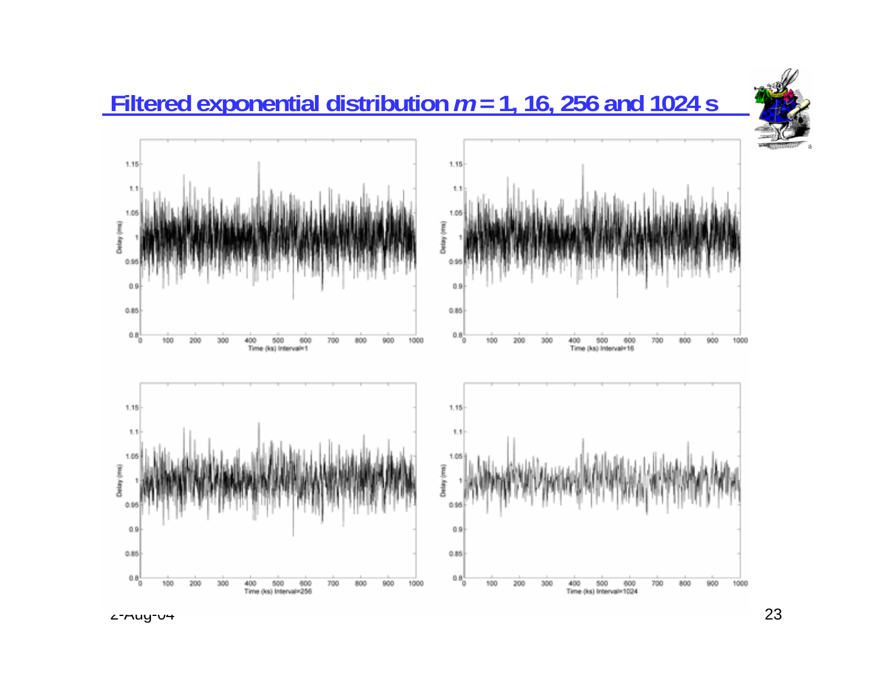# Filtered exponential distribution $m$ = 1, 16, 256 and 1024 s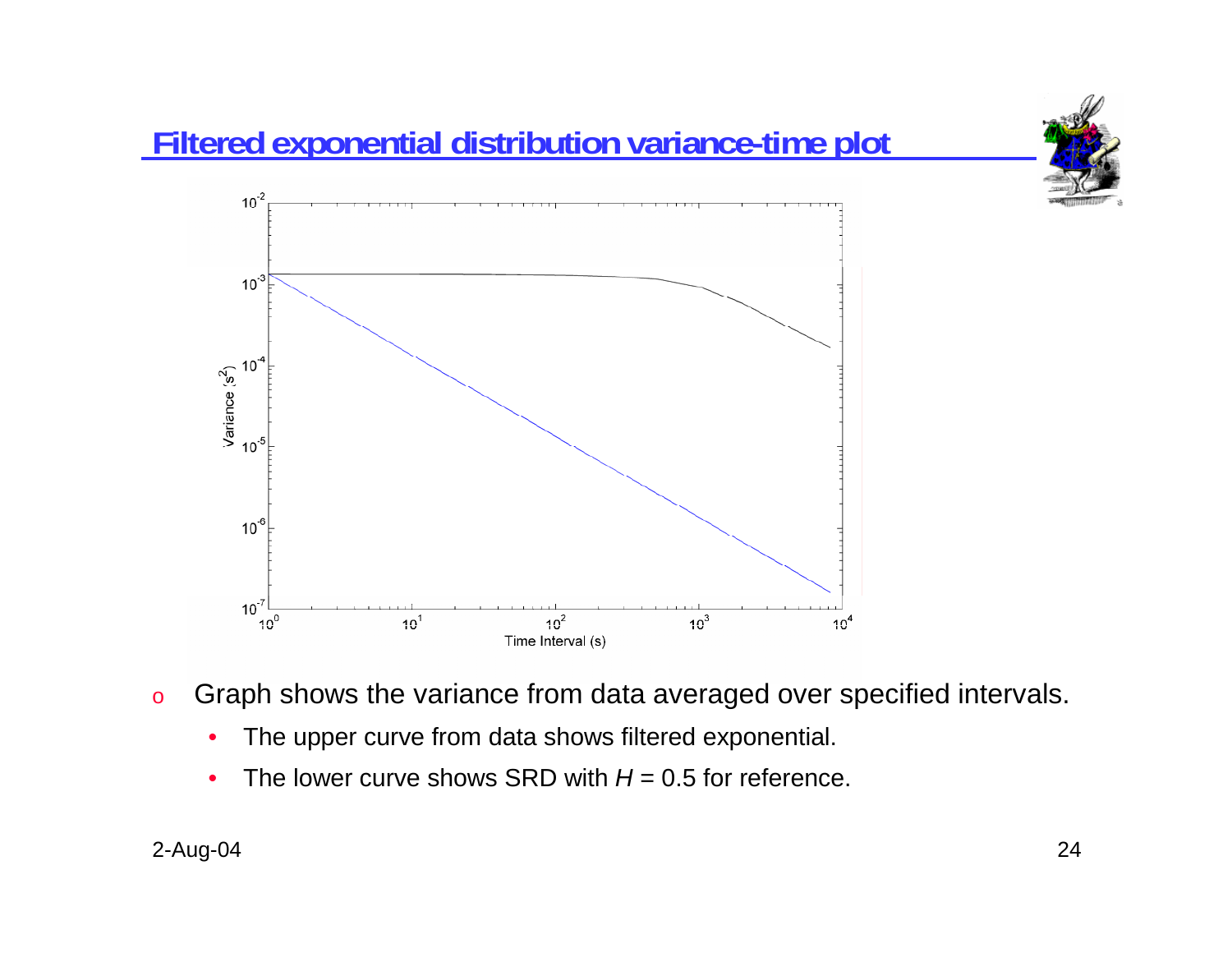# Filtered exponential distribution variance-time plot

- Graph shows the variance from data averaged over specified intervals.
  - The upper curve from data shows filtered exponential.
  - The lower curve shows SRD with $H = 0.5$ for reference.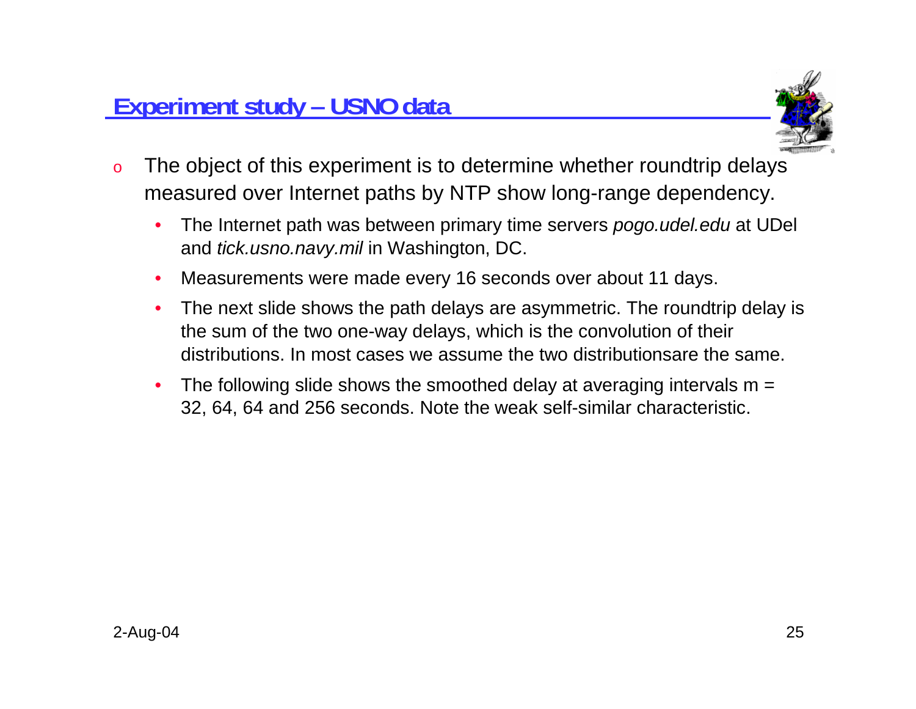## Experiment study – USNO data

- The object of this experiment is to determine whether roundtrip delays measured over Internet paths by NTP show long-range dependency.
  - The Internet path was between primary time servers *pogo.udel.edu* at UDel and *tick.usno.navy.mil* in Washington, DC.
  - Measurements were made every 16 seconds over about 11 days.
  - The next slide shows the path delays are asymmetric. The roundtrip delay is the sum of the two one-way delays, which is the convolution of their distributions. In most cases we assume the two distributionsare the same.
  - The following slide shows the smoothed delay at averaging intervals m = 32, 64, 64 and 256 seconds. Note the weak self-similar characteristic.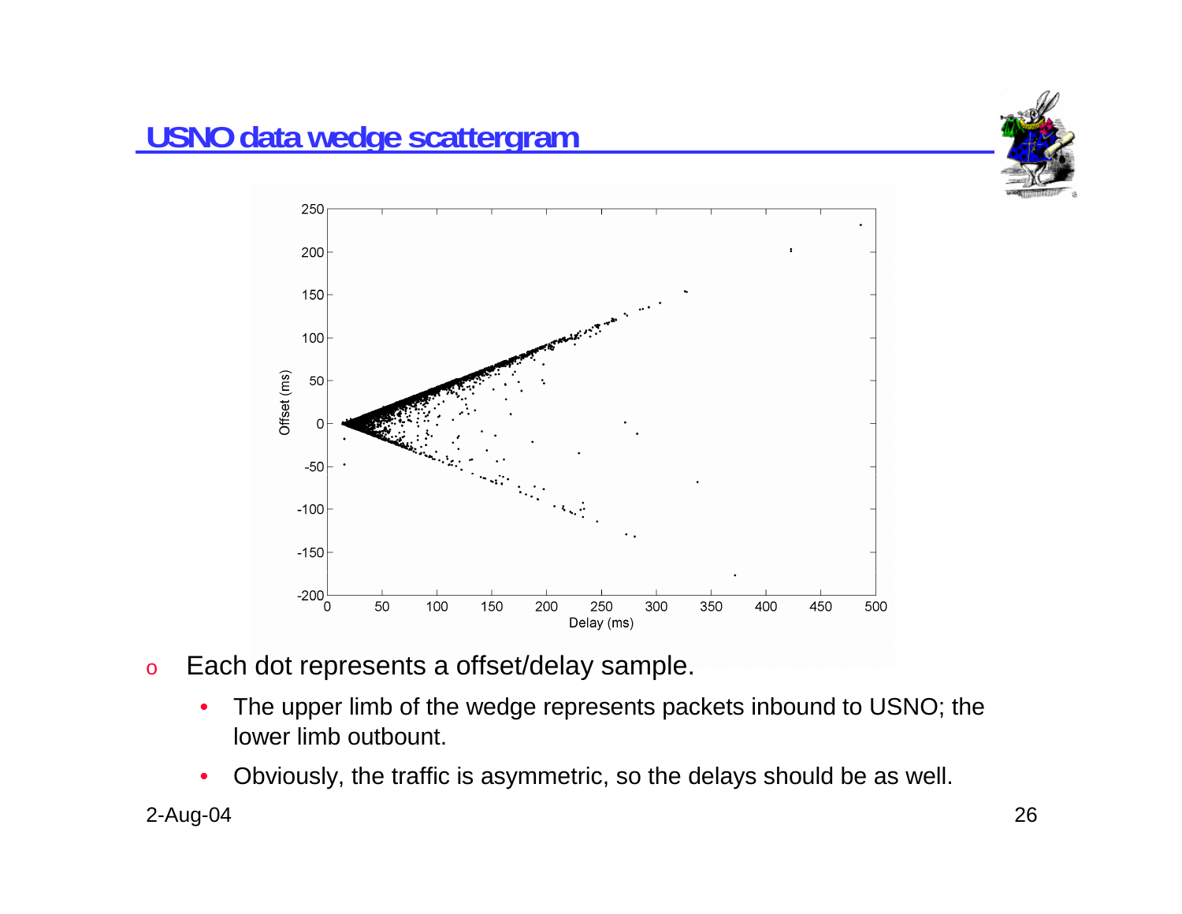# USNO data wedge scattergram

- Each dot represents a offset/delay sample.
  - The upper limb of the wedge represents packets inbound to USNO; the lower limb outbount.
  - Obviously, the traffic is asymmetric, so the delays should be as well.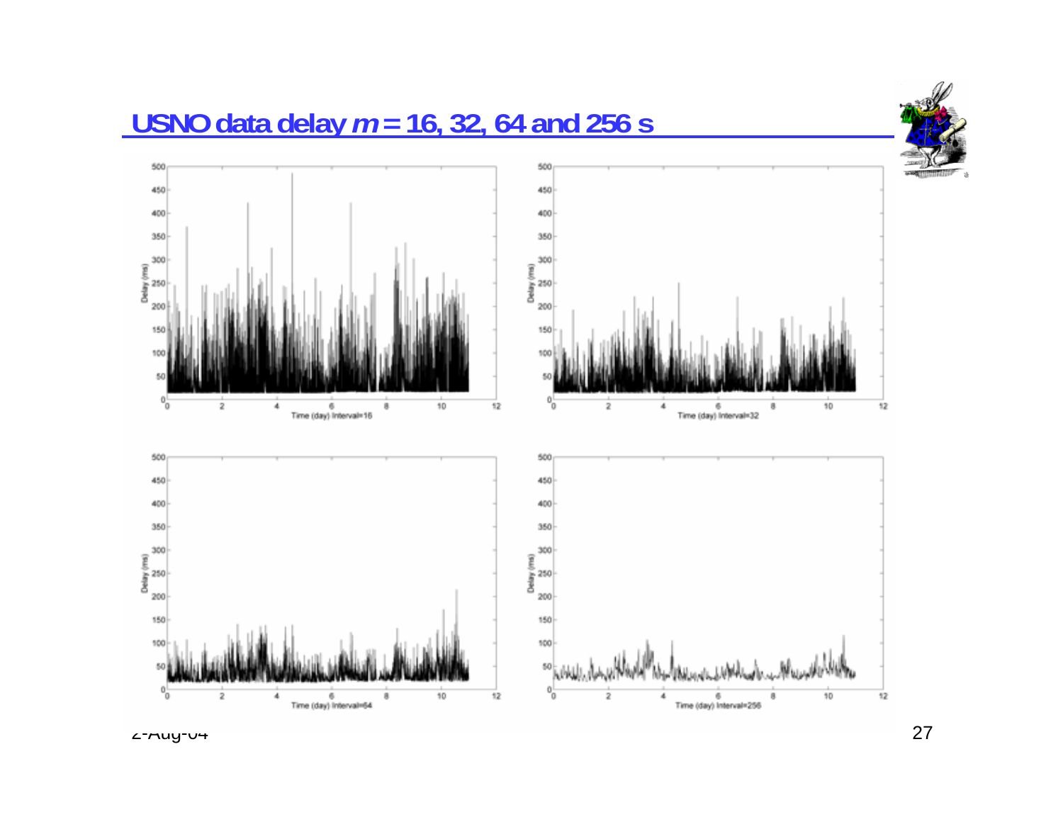# USNO data delay $m$ = 16, 32, 64 and 256 s

Delay (ms)

Time (day) Interval=16

Time (day) Interval=32

Time (day) Interval=64

Time (day) Interval=256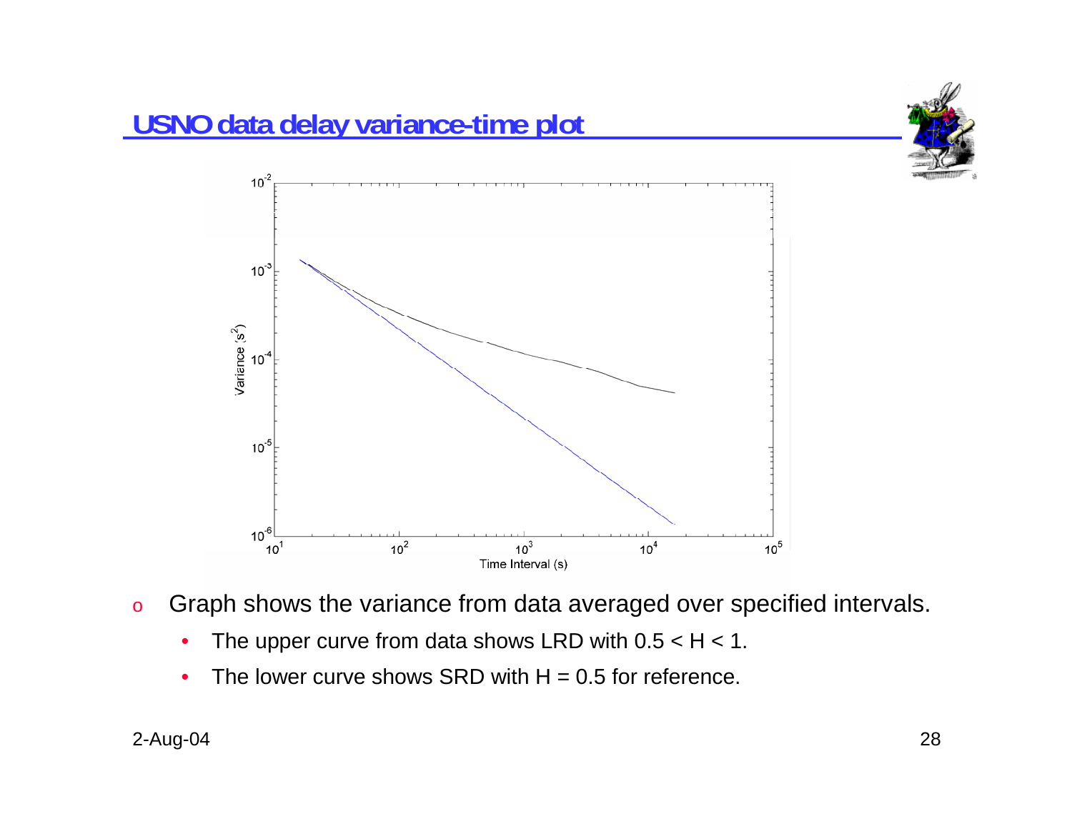# USNO data delay variance-time plot

- Graph shows the variance from data averaged over specified intervals.
  - The upper curve from data shows LRD with $0.5 < H < 1$.
  - The lower curve shows SRD with $H = 0.5$ for reference.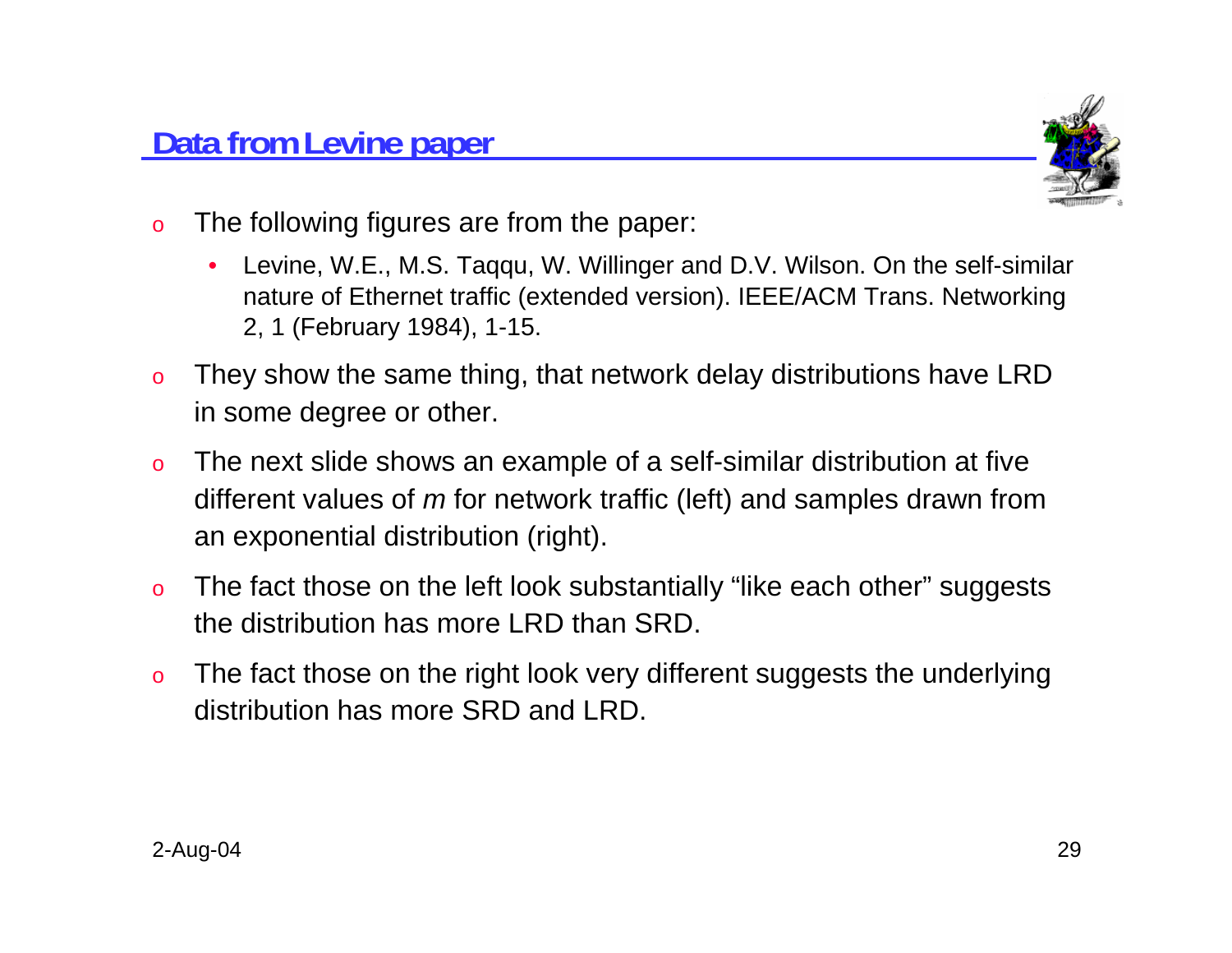## Data from Levine paper

- The following figures are from the paper:
  - Levine, W.E., M.S. Taqqu, W. Willinger and D.V. Wilson. On the self-similar nature of Ethernet traffic (extended version). IEEE/ACM Trans. Networking 2, 1 (February 1984), 1-15.
- They show the same thing, that network delay distributions have LRD in some degree or other.
- The next slide shows an example of a self-similar distribution at five different values of *m* for network traffic (left) and samples drawn from an exponential distribution (right).
- The fact those on the left look substantially “like each other” suggests the distribution has more LRD than SRD.
- The fact those on the right look very different suggests the underlying distribution has more SRD and LRD.

2-Aug-04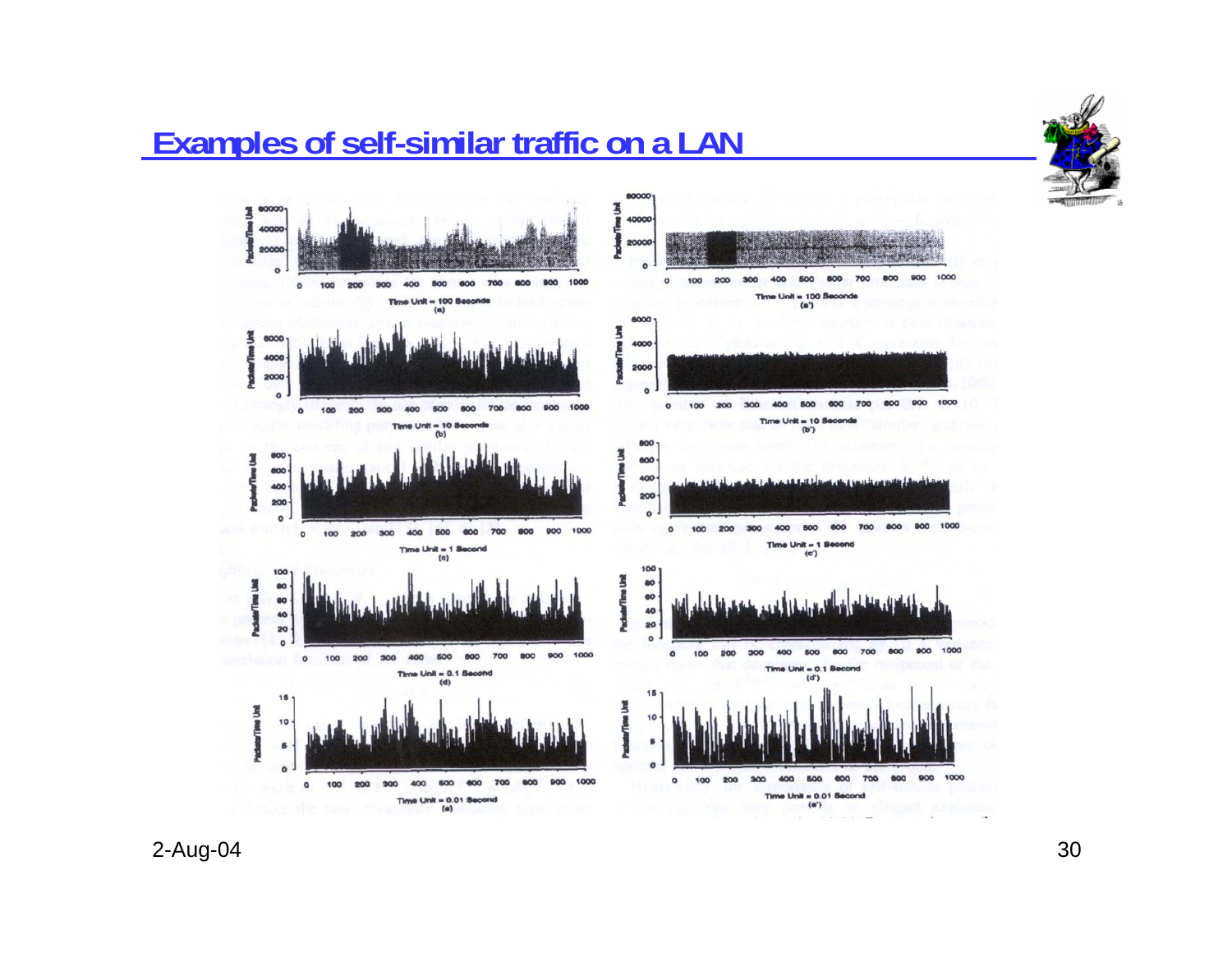## Examples of self-similar traffic on a LAN

Time Unit = 100 Seconds (a)

Time Unit = 10 Seconds (b)

Time Unit = 1 Second (c)

Time Unit = 0.1 Second (d)

Time Unit = 0.01 Second (e)

Time Unit = 100 Seconds (a')

Time Unit = 10 Seconds (b')

Time Unit = 1 Second (c')

Time Unit = 0.1 Second (d')

Time Unit = 0.01 Second (e')

2-Aug-04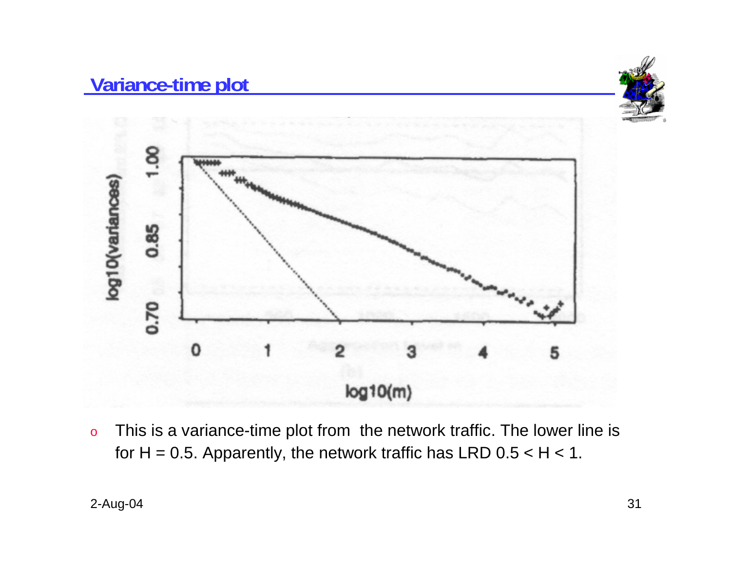## Variance-time plot

- This is a variance-time plot from the network traffic. The lower line is for H = 0.5. Apparently, the network traffic has LRD 0.5 < H < 1.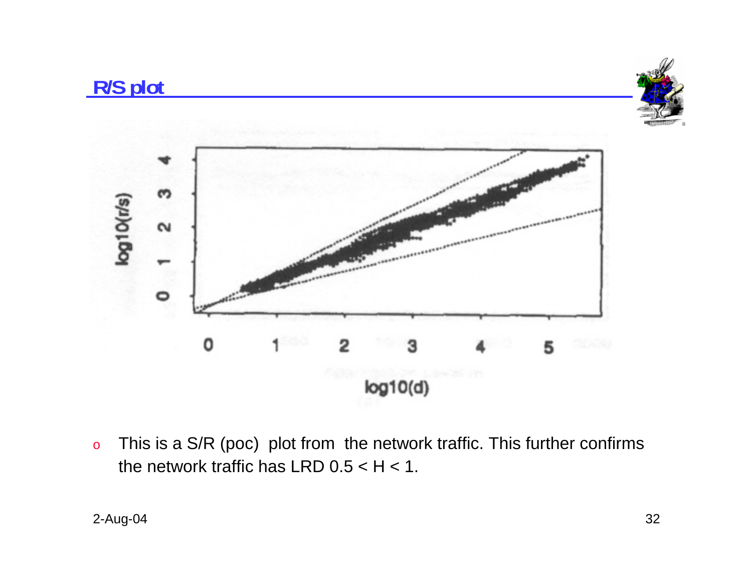# R/S plot

- This is a S/R (poc) plot from the network traffic. This further confirms the network traffic has LRD $0.5 < H < 1$.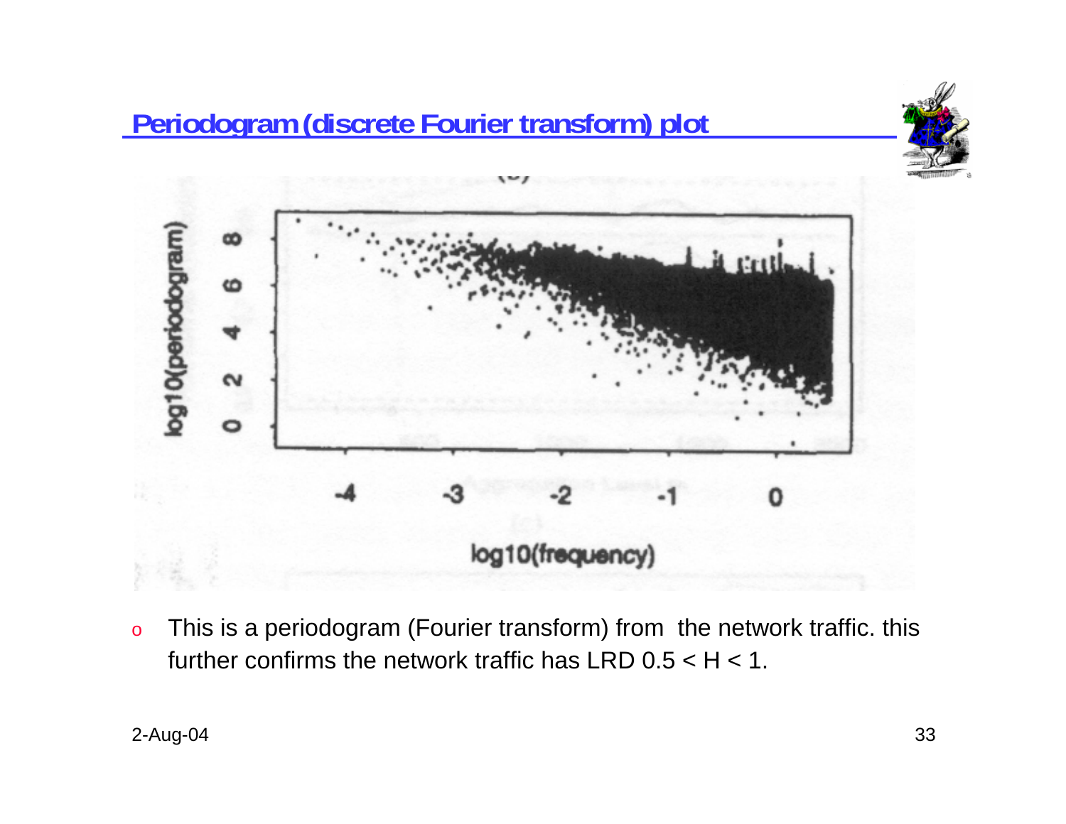## Periodogram (discrete Fourier transform) plot

log10(periodogram)

0 2 4 6 8

-4 -3 -2 -1 0

log10(frequency)

- This is a periodogram (Fourier transform) from the network traffic. this further confirms the network traffic has LRD $0.5 < H < 1$.

2-Aug-04